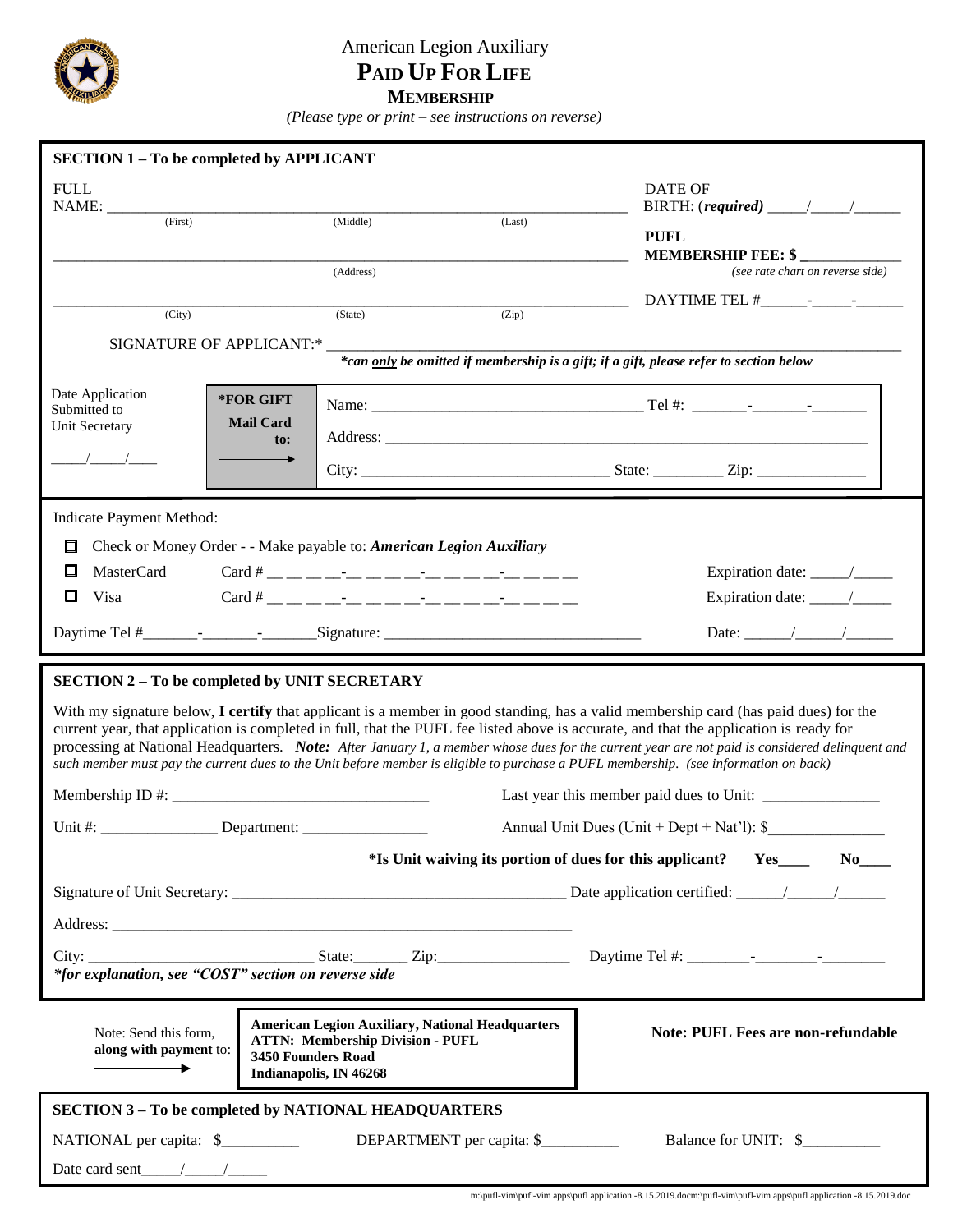# American Legion Auxiliary
## PAID UP FOR LIFE
### MEMBERSHIP

*(Please type or print – see instructions on reverse)*

**SECTION 1 – To be completed by APPLICANT**

FULL NAME: ______________________________________________
(First) (Middle) (Last)

DATE OF BIRTH: (***required***) _____/_____/______

**PUFL MEMBERSHIP FEE: $** ____________
*(see rate chart on reverse side)*

______________________________________________
(Address)

______________________________________________
(City) (State) (Zip)

DAYTIME TEL #______-_____-______

SIGNATURE OF APPLICANT:* ______________________________________________
***can only be omitted if membership is a gift; if a gift, please refer to section below***

Date Application Submitted to Unit Secretary

____/_____/____

| ***FOR GIFT** Mail Card to: → | Name: ______________________ Tel #: _______-_______-_______ |
|---|---|
| | Address: ______________________________________________ |
| | City: ______________________ State: _________ Zip: ______________ |

Indicate Payment Method:

- ☐ Check or Money Order - - Make payable to: ***American Legion Auxiliary***
- ☐ MasterCard Card # __ __ __ __-__ __ __ __-__ __ __ __-__ __ __ __ Expiration date: _____/_____
- ☐ Visa Card # __ __ __ __-__ __ __ __-__ __ __ __-__ __ __ __ Expiration date: _____/_____

Daytime Tel #_______-_______-_______Signature: ________________________________ Date: ______/______/______

**SECTION 2 – To be completed by UNIT SECRETARY**

With my signature below, **I certify** that applicant is a member in good standing, has a valid membership card (has paid dues) for the current year, that application is completed in full, that the PUFL fee listed above is accurate, and that the application is ready for processing at National Headquarters. ***Note:*** *After January 1, a member whose dues for the current year are not paid is considered delinquent and such member must pay the current dues to the Unit before member is eligible to purchase a PUFL membership. (see information on back)*

Membership ID #: ________________________________ Last year this member paid dues to Unit: _______________

Unit #: _______________ Department: ________________ Annual Unit Dues (Unit + Dept + Nat'l): $_______________

***Is Unit waiving its portion of dues for this applicant?** **Yes**____ **No**____

Signature of Unit Secretary: __________________________________________ Date application certified: ______/______/______

Address: ____________________________________________________________

City: ____________________________ State:_______ Zip:________________ Daytime Tel #: ________-________-________

**for explanation, see "COST" section on reverse side*

Note: Send this form, **along with payment** to: →

**American Legion Auxiliary, National Headquarters**
**ATTN: Membership Division - PUFL**
**3450 Founders Road**
**Indianapolis, IN 46268**

**Note: PUFL Fees are non-refundable**

**SECTION 3 – To be completed by NATIONAL HEADQUARTERS**

NATIONAL per capita: $__________ DEPARTMENT per capita: $__________ Balance for UNIT: $__________

Date card sent_____/_____/_____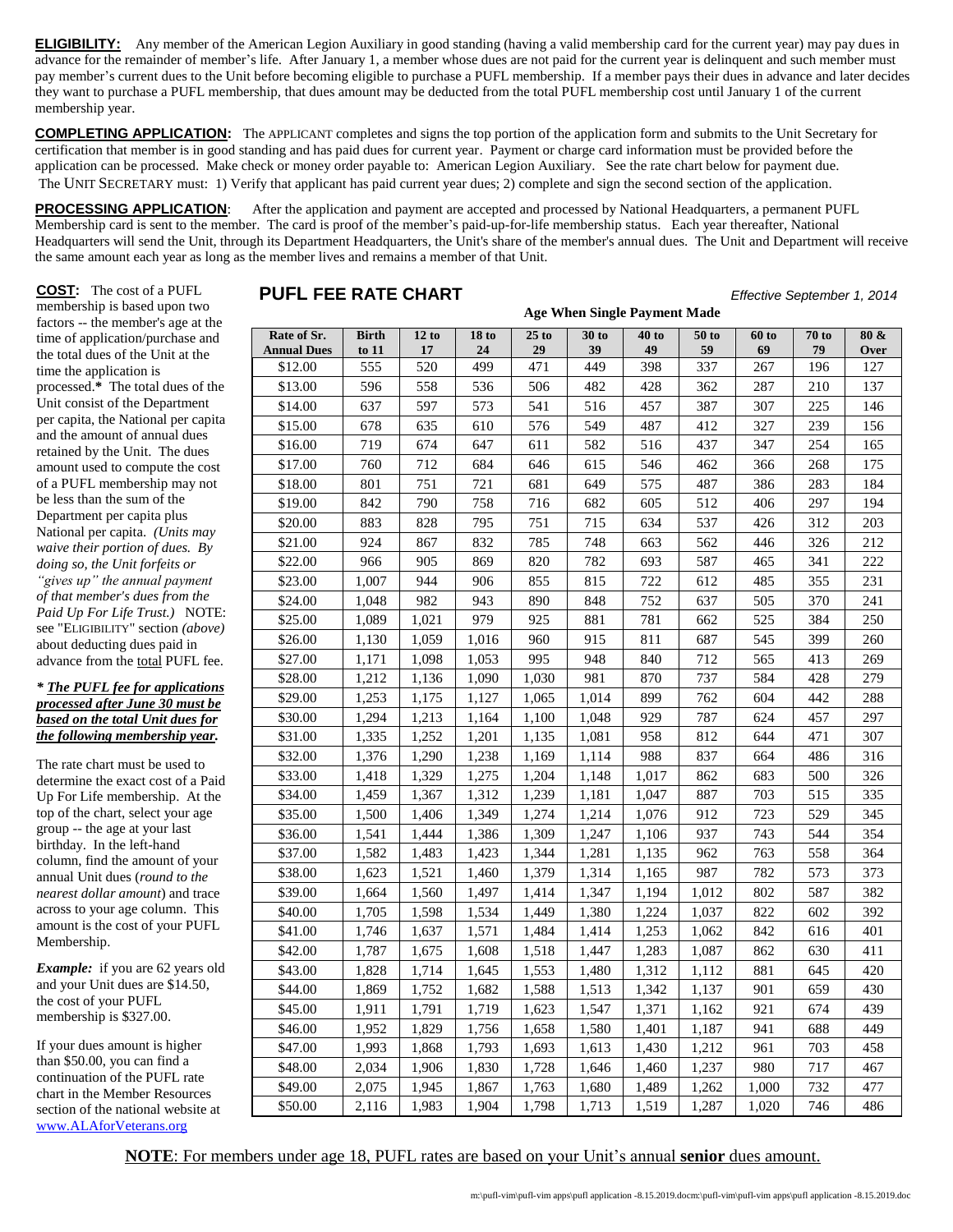**ELIGIBILITY:** Any member of the American Legion Auxiliary in good standing (having a valid membership card for the current year) may pay dues in advance for the remainder of member's life. After January 1, a member whose dues are not paid for the current year is delinquent and such member must pay member's current dues to the Unit before becoming eligible to purchase a PUFL membership. If a member pays their dues in advance and later decides they want to purchase a PUFL membership, that dues amount may be deducted from the total PUFL membership cost until January 1 of the current membership year.

**COMPLETING APPLICATION:** The APPLICANT completes and signs the top portion of the application form and submits to the Unit Secretary for certification that member is in good standing and has paid dues for current year. Payment or charge card information must be provided before the application can be processed. Make check or money order payable to: American Legion Auxiliary. See the rate chart below for payment due. The UNIT SECRETARY must: 1) Verify that applicant has paid current year dues; 2) complete and sign the second section of the application.

**PROCESSING APPLICATION**: After the application and payment are accepted and processed by National Headquarters, a permanent PUFL Membership card is sent to the member. The card is proof of the member's paid-up-for-life membership status. Each year thereafter, National Headquarters will send the Unit, through its Department Headquarters, the Unit's share of the member's annual dues. The Unit and Department will receive the same amount each year as long as the member lives and remains a member of that Unit.

**COST:** The cost of a PUFL membership is based upon two factors -- the member's age at the time of application/purchase and the total dues of the Unit at the time the application is processed.* The total dues of the Unit consist of the Department per capita, the National per capita and the amount of annual dues retained by the Unit. The dues amount used to compute the cost of a PUFL membership may not be less than the sum of the Department per capita plus National per capita. *(Units may waive their portion of dues. By doing so, the Unit forfeits or "gives up" the annual payment of that member's dues from the Paid Up For Life Trust.)* NOTE: see "ELIGIBILITY" section *(above)* about deducting dues paid in advance from the total PUFL fee.

***\* The PUFL fee for applications processed after June 30 must be based on the total Unit dues for the following membership year.***

The rate chart must be used to determine the exact cost of a Paid Up For Life membership. At the top of the chart, select your age group -- the age at your last birthday. In the left-hand column, find the amount of your annual Unit dues (*round to the nearest dollar amount*) and trace across to your age column. This amount is the cost of your PUFL Membership.

***Example:*** if you are 62 years old and your Unit dues are $14.50, the cost of your PUFL membership is $327.00.

If your dues amount is higher than $50.00, you can find a continuation of the PUFL rate chart in the Member Resources section of the national website at www.ALAforVeterans.org

## PUFL FEE RATE CHART

*Effective September 1, 2014*

**Age When Single Payment Made**

| Rate of Sr. Annual Dues | Birth to 11 | 12 to 17 | 18 to 24 | 25 to 29 | 30 to 39 | 40 to 49 | 50 to 59 | 60 to 69 | 70 to 79 | 80 & Over |
|---|---|---|---|---|---|---|---|---|---|---|
| $12.00 | 555 | 520 | 499 | 471 | 449 | 398 | 337 | 267 | 196 | 127 |
| $13.00 | 596 | 558 | 536 | 506 | 482 | 428 | 362 | 287 | 210 | 137 |
| $14.00 | 637 | 597 | 573 | 541 | 516 | 457 | 387 | 307 | 225 | 146 |
| $15.00 | 678 | 635 | 610 | 576 | 549 | 487 | 412 | 327 | 239 | 156 |
| $16.00 | 719 | 674 | 647 | 611 | 582 | 516 | 437 | 347 | 254 | 165 |
| $17.00 | 760 | 712 | 684 | 646 | 615 | 546 | 462 | 366 | 268 | 175 |
| $18.00 | 801 | 751 | 721 | 681 | 649 | 575 | 487 | 386 | 283 | 184 |
| $19.00 | 842 | 790 | 758 | 716 | 682 | 605 | 512 | 406 | 297 | 194 |
| $20.00 | 883 | 828 | 795 | 751 | 715 | 634 | 537 | 426 | 312 | 203 |
| $21.00 | 924 | 867 | 832 | 785 | 748 | 663 | 562 | 446 | 326 | 212 |
| $22.00 | 966 | 905 | 869 | 820 | 782 | 693 | 587 | 465 | 341 | 222 |
| $23.00 | 1,007 | 944 | 906 | 855 | 815 | 722 | 612 | 485 | 355 | 231 |
| $24.00 | 1,048 | 982 | 943 | 890 | 848 | 752 | 637 | 505 | 370 | 241 |
| $25.00 | 1,089 | 1,021 | 979 | 925 | 881 | 781 | 662 | 525 | 384 | 250 |
| $26.00 | 1,130 | 1,059 | 1,016 | 960 | 915 | 811 | 687 | 545 | 399 | 260 |
| $27.00 | 1,171 | 1,098 | 1,053 | 995 | 948 | 840 | 712 | 565 | 413 | 269 |
| $28.00 | 1,212 | 1,136 | 1,090 | 1,030 | 981 | 870 | 737 | 584 | 428 | 279 |
| $29.00 | 1,253 | 1,175 | 1,127 | 1,065 | 1,014 | 899 | 762 | 604 | 442 | 288 |
| $30.00 | 1,294 | 1,213 | 1,164 | 1,100 | 1,048 | 929 | 787 | 624 | 457 | 297 |
| $31.00 | 1,335 | 1,252 | 1,201 | 1,135 | 1,081 | 958 | 812 | 644 | 471 | 307 |
| $32.00 | 1,376 | 1,290 | 1,238 | 1,169 | 1,114 | 988 | 837 | 664 | 486 | 316 |
| $33.00 | 1,418 | 1,329 | 1,275 | 1,204 | 1,148 | 1,017 | 862 | 683 | 500 | 326 |
| $34.00 | 1,459 | 1,367 | 1,312 | 1,239 | 1,181 | 1,047 | 887 | 703 | 515 | 335 |
| $35.00 | 1,500 | 1,406 | 1,349 | 1,274 | 1,214 | 1,076 | 912 | 723 | 529 | 345 |
| $36.00 | 1,541 | 1,444 | 1,386 | 1,309 | 1,247 | 1,106 | 937 | 743 | 544 | 354 |
| $37.00 | 1,582 | 1,483 | 1,423 | 1,344 | 1,281 | 1,135 | 962 | 763 | 558 | 364 |
| $38.00 | 1,623 | 1,521 | 1,460 | 1,379 | 1,314 | 1,165 | 987 | 782 | 573 | 373 |
| $39.00 | 1,664 | 1,560 | 1,497 | 1,414 | 1,347 | 1,194 | 1,012 | 802 | 587 | 382 |
| $40.00 | 1,705 | 1,598 | 1,534 | 1,449 | 1,380 | 1,224 | 1,037 | 822 | 602 | 392 |
| $41.00 | 1,746 | 1,637 | 1,571 | 1,484 | 1,414 | 1,253 | 1,062 | 842 | 616 | 401 |
| $42.00 | 1,787 | 1,675 | 1,608 | 1,518 | 1,447 | 1,283 | 1,087 | 862 | 630 | 411 |
| $43.00 | 1,828 | 1,714 | 1,645 | 1,553 | 1,480 | 1,312 | 1,112 | 881 | 645 | 420 |
| $44.00 | 1,869 | 1,752 | 1,682 | 1,588 | 1,513 | 1,342 | 1,137 | 901 | 659 | 430 |
| $45.00 | 1,911 | 1,791 | 1,719 | 1,623 | 1,547 | 1,371 | 1,162 | 921 | 674 | 439 |
| $46.00 | 1,952 | 1,829 | 1,756 | 1,658 | 1,580 | 1,401 | 1,187 | 941 | 688 | 449 |
| $47.00 | 1,993 | 1,868 | 1,793 | 1,693 | 1,613 | 1,430 | 1,212 | 961 | 703 | 458 |
| $48.00 | 2,034 | 1,906 | 1,830 | 1,728 | 1,646 | 1,460 | 1,237 | 980 | 717 | 467 |
| $49.00 | 2,075 | 1,945 | 1,867 | 1,763 | 1,680 | 1,489 | 1,262 | 1,000 | 732 | 477 |
| $50.00 | 2,116 | 1,983 | 1,904 | 1,798 | 1,713 | 1,519 | 1,287 | 1,020 | 746 | 486 |

**NOTE**: For members under age 18, PUFL rates are based on your Unit's annual **senior** dues amount.